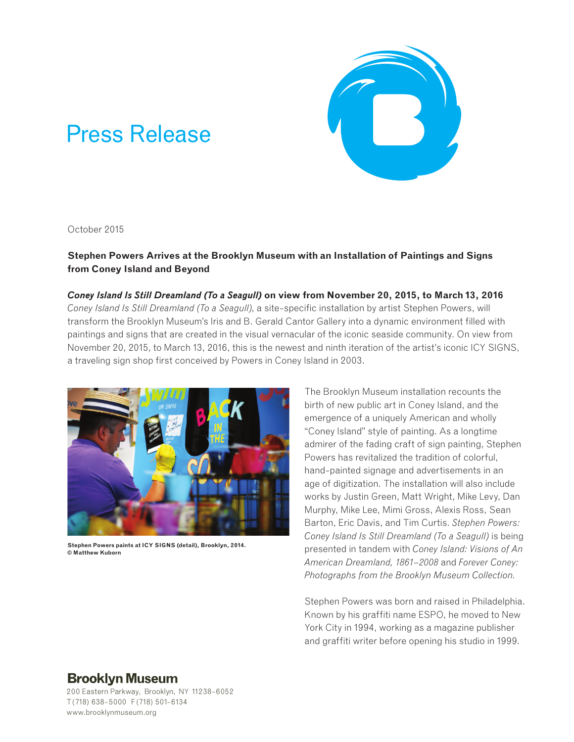# Press Release

October 2015

**Stephen Powers Arrives at the Brooklyn Museum with an Installation of Paintings and Signs from Coney Island and Beyond**

***Coney Island Is Still Dreamland (To a Seagull)* on view from November 20, 2015, to March 13, 2016**

*Coney Island Is Still Dreamland (To a Seagull)*, a site-specific installation by artist Stephen Powers, will transform the Brooklyn Museum's Iris and B. Gerald Cantor Gallery into a dynamic environment filled with paintings and signs that are created in the visual vernacular of the iconic seaside community. On view from November 20, 2015, to March 13, 2016, this is the newest and ninth iteration of the artist's iconic ICY SIGNS, a traveling sign shop first conceived by Powers in Coney Island in 2003.

**Stephen Powers paints at ICY SIGNS (detail), Brooklyn, 2014. © Matthew Kuborn**

The Brooklyn Museum installation recounts the birth of new public art in Coney Island, and the emergence of a uniquely American and wholly "Coney Island" style of painting. As a longtime admirer of the fading craft of sign painting, Stephen Powers has revitalized the tradition of colorful, hand-painted signage and advertisements in an age of digitization. The installation will also include works by Justin Green, Matt Wright, Mike Levy, Dan Murphy, Mike Lee, Mimi Gross, Alexis Ross, Sean Barton, Eric Davis, and Tim Curtis. *Stephen Powers: Coney Island Is Still Dreamland (To a Seagull)* is being presented in tandem with *Coney Island: Visions of An American Dreamland, 1861–2008* and *Forever Coney: Photographs from the Brooklyn Museum Collection.*

Stephen Powers was born and raised in Philadelphia. Known by his graffiti name ESPO, he moved to New York City in 1994, working as a magazine publisher and graffiti writer before opening his studio in 1999.

**Brooklyn Museum**
200 Eastern Parkway, Brooklyn, NY 11238-6052
T (718) 638-5000 F (718) 501-6134
www.brooklynmuseum.org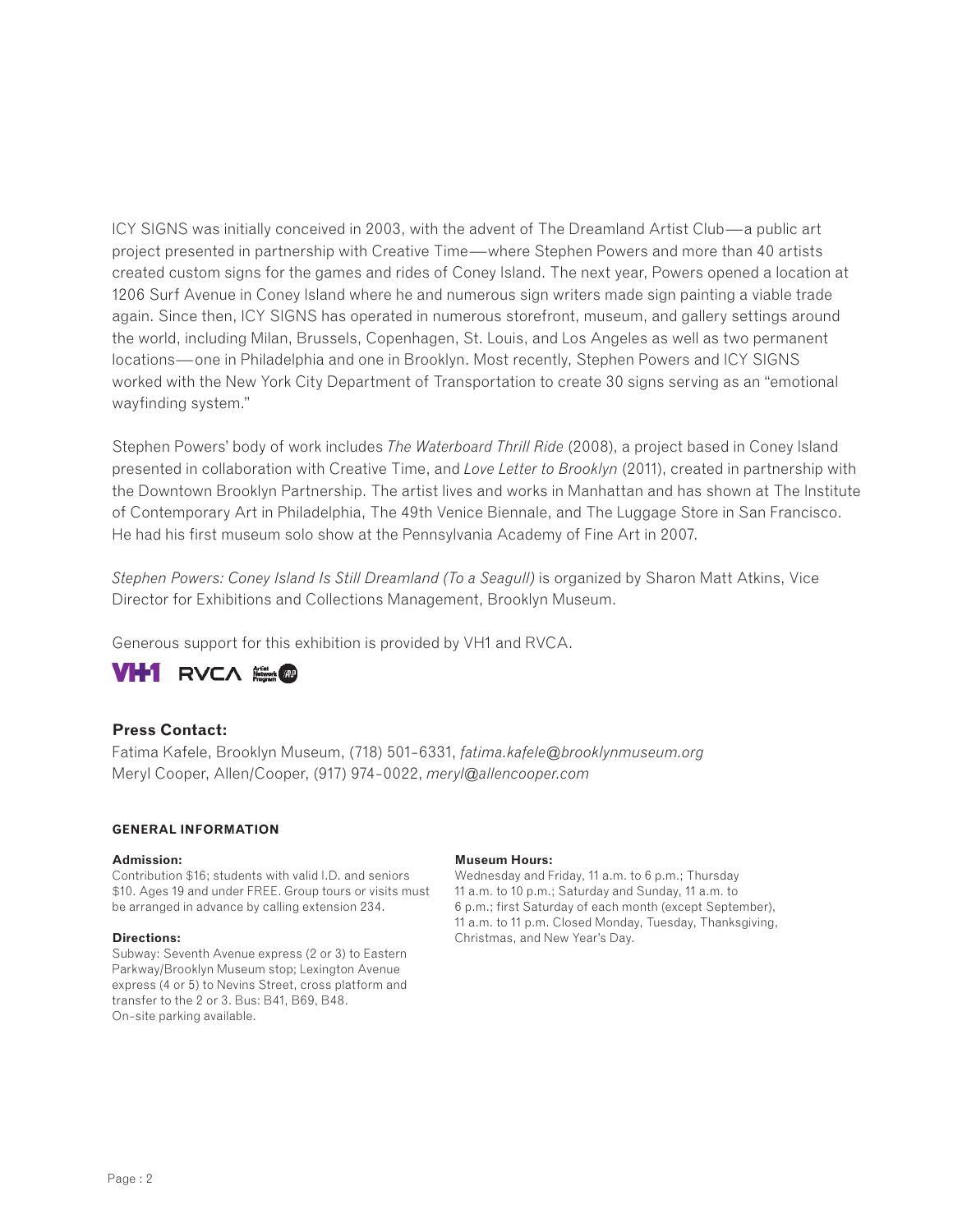ICY SIGNS was initially conceived in 2003, with the advent of The Dreamland Artist Club—a public art project presented in partnership with Creative Time—where Stephen Powers and more than 40 artists created custom signs for the games and rides of Coney Island. The next year, Powers opened a location at 1206 Surf Avenue in Coney Island where he and numerous sign writers made sign painting a viable trade again. Since then, ICY SIGNS has operated in numerous storefront, museum, and gallery settings around the world, including Milan, Brussels, Copenhagen, St. Louis, and Los Angeles as well as two permanent locations—one in Philadelphia and one in Brooklyn. Most recently, Stephen Powers and ICY SIGNS worked with the New York City Department of Transportation to create 30 signs serving as an "emotional wayfinding system."

Stephen Powers' body of work includes *The Waterboard Thrill Ride* (2008), a project based in Coney Island presented in collaboration with Creative Time, and *Love Letter to Brooklyn* (2011), created in partnership with the Downtown Brooklyn Partnership. The artist lives and works in Manhattan and has shown at The Institute of Contemporary Art in Philadelphia, The 49th Venice Biennale, and The Luggage Store in San Francisco. He had his first museum solo show at the Pennsylvania Academy of Fine Art in 2007.

*Stephen Powers: Coney Island Is Still Dreamland (To a Seagull)* is organized by Sharon Matt Atkins, Vice Director for Exhibitions and Collections Management, Brooklyn Museum.

Generous support for this exhibition is provided by VH1 and RVCA.

VH1 RVCA Artist Network Program

**Press Contact:**

Fatima Kafele, Brooklyn Museum, (718) 501-6331, *fatima.kafele@brooklynmuseum.org*
Meryl Cooper, Allen/Cooper, (917) 974-0022, *meryl@allencooper.com*

#### GENERAL INFORMATION

**Admission:**
Contribution $16; students with valid I.D. and seniors $10. Ages 19 and under FREE. Group tours or visits must be arranged in advance by calling extension 234.

**Directions:**
Subway: Seventh Avenue express (2 or 3) to Eastern Parkway/Brooklyn Museum stop; Lexington Avenue express (4 or 5) to Nevins Street, cross platform and transfer to the 2 or 3. Bus: B41, B69, B48. On-site parking available.

**Museum Hours:**
Wednesday and Friday, 11 a.m. to 6 p.m.; Thursday 11 a.m. to 10 p.m.; Saturday and Sunday, 11 a.m. to 6 p.m.; first Saturday of each month (except September), 11 a.m. to 11 p.m. Closed Monday, Tuesday, Thanksgiving, Christmas, and New Year's Day.